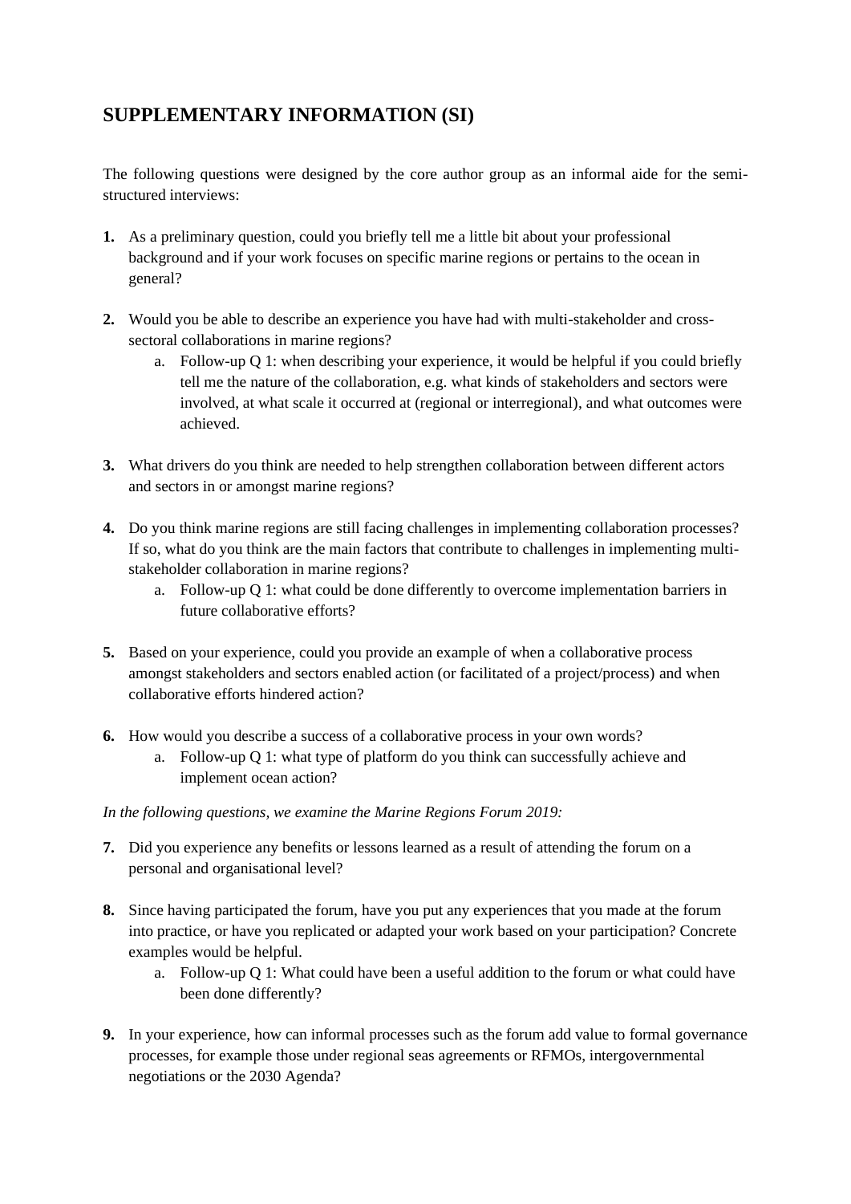## SUPPLEMENTARY INFORMATION (SI)

The following questions were designed by the core author group as an informal aide for the semi-structured interviews:

1. As a preliminary question, could you briefly tell me a little bit about your professional background and if your work focuses on specific marine regions or pertains to the ocean in general?

2. Would you be able to describe an experience you have had with multi-stakeholder and cross-sectoral collaborations in marine regions?
   a. Follow-up Q 1: when describing your experience, it would be helpful if you could briefly tell me the nature of the collaboration, e.g. what kinds of stakeholders and sectors were involved, at what scale it occurred at (regional or interregional), and what outcomes were achieved.

3. What drivers do you think are needed to help strengthen collaboration between different actors and sectors in or amongst marine regions?

4. Do you think marine regions are still facing challenges in implementing collaboration processes? If so, what do you think are the main factors that contribute to challenges in implementing multi-stakeholder collaboration in marine regions?
   a. Follow-up Q 1: what could be done differently to overcome implementation barriers in future collaborative efforts?

5. Based on your experience, could you provide an example of when a collaborative process amongst stakeholders and sectors enabled action (or facilitated of a project/process) and when collaborative efforts hindered action?

6. How would you describe a success of a collaborative process in your own words?
   a. Follow-up Q 1: what type of platform do you think can successfully achieve and implement ocean action?

*In the following questions, we examine the Marine Regions Forum 2019:*

7. Did you experience any benefits or lessons learned as a result of attending the forum on a personal and organisational level?

8. Since having participated the forum, have you put any experiences that you made at the forum into practice, or have you replicated or adapted your work based on your participation? Concrete examples would be helpful.
   a. Follow-up Q 1: What could have been a useful addition to the forum or what could have been done differently?

9. In your experience, how can informal processes such as the forum add value to formal governance processes, for example those under regional seas agreements or RFMOs, intergovernmental negotiations or the 2030 Agenda?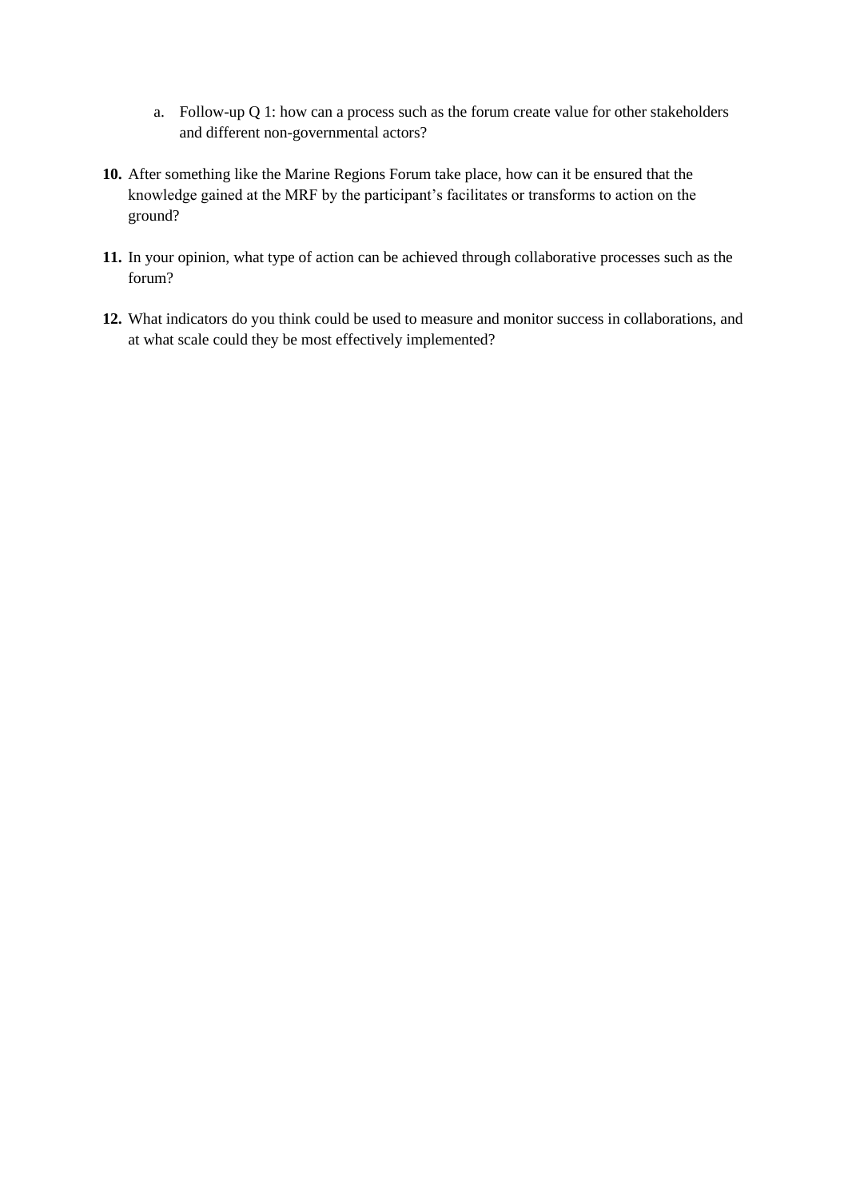a. Follow-up Q 1: how can a process such as the forum create value for other stakeholders and different non-governmental actors?

**10.** After something like the Marine Regions Forum take place, how can it be ensured that the knowledge gained at the MRF by the participant's facilitates or transforms to action on the ground?

**11.** In your opinion, what type of action can be achieved through collaborative processes such as the forum?

**12.** What indicators do you think could be used to measure and monitor success in collaborations, and at what scale could they be most effectively implemented?